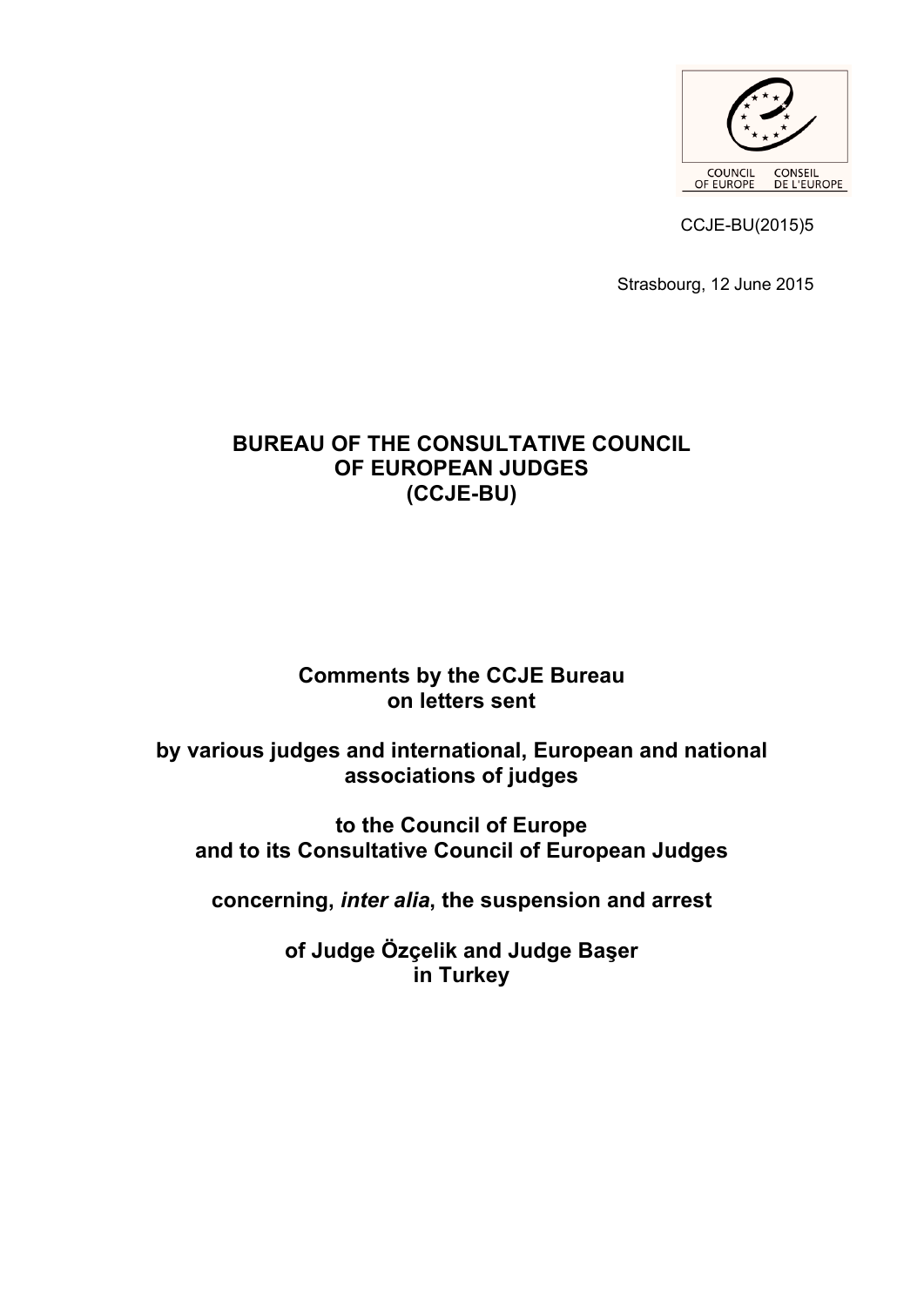COUNCIL OF EUROPE CONSEIL DE L'EUROPE

CCJE-BU(2015)5

Strasbourg, 12 June 2015

# BUREAU OF THE CONSULTATIVE COUNCIL OF EUROPEAN JUDGES (CCJE-BU)

## Comments by the CCJE Bureau on letters sent

## by various judges and international, European and national associations of judges

## to the Council of Europe and to its Consultative Council of European Judges

## concerning, *inter alia*, the suspension and arrest

## of Judge Özçelik and Judge Başer in Turkey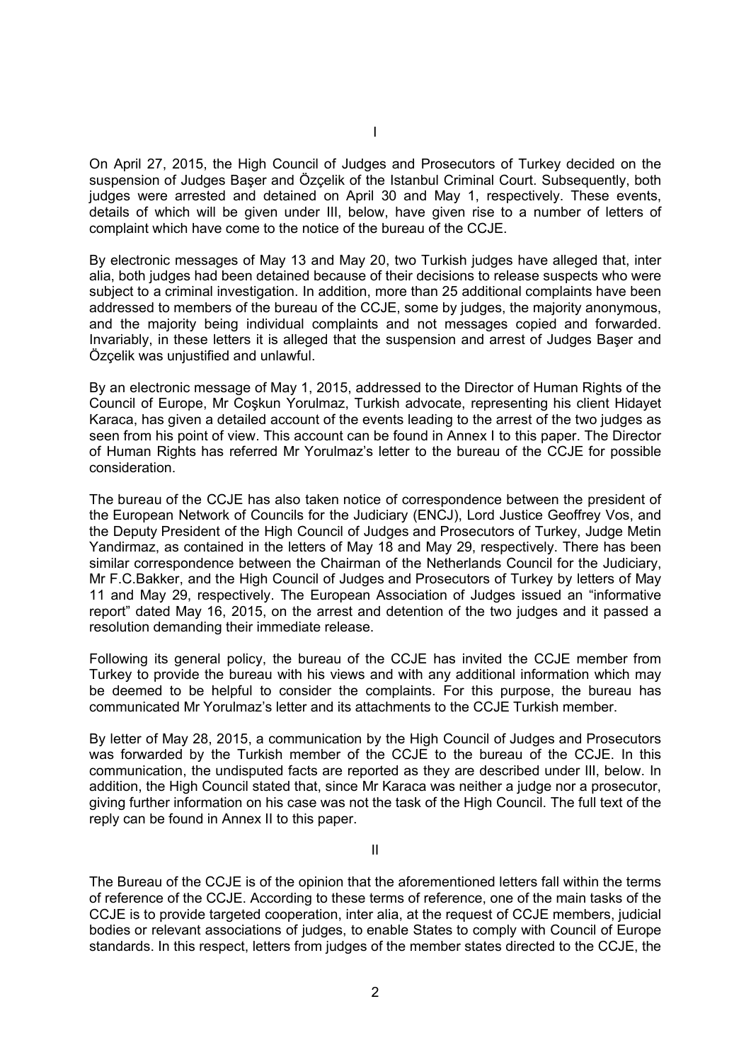# I

On April 27, 2015, the High Council of Judges and Prosecutors of Turkey decided on the suspension of Judges Başer and Özçelik of the Istanbul Criminal Court. Subsequently, both judges were arrested and detained on April 30 and May 1, respectively. These events, details of which will be given under III, below, have given rise to a number of letters of complaint which have come to the notice of the bureau of the CCJE.

By electronic messages of May 13 and May 20, two Turkish judges have alleged that, inter alia, both judges had been detained because of their decisions to release suspects who were subject to a criminal investigation. In addition, more than 25 additional complaints have been addressed to members of the bureau of the CCJE, some by judges, the majority anonymous, and the majority being individual complaints and not messages copied and forwarded. Invariably, in these letters it is alleged that the suspension and arrest of Judges Başer and Özçelik was unjustified and unlawful.

By an electronic message of May 1, 2015, addressed to the Director of Human Rights of the Council of Europe, Mr Coşkun Yorulmaz, Turkish advocate, representing his client Hidayet Karaca, has given a detailed account of the events leading to the arrest of the two judges as seen from his point of view. This account can be found in Annex I to this paper. The Director of Human Rights has referred Mr Yorulmaz's letter to the bureau of the CCJE for possible consideration.

The bureau of the CCJE has also taken notice of correspondence between the president of the European Network of Councils for the Judiciary (ENCJ), Lord Justice Geoffrey Vos, and the Deputy President of the High Council of Judges and Prosecutors of Turkey, Judge Metin Yandirmaz, as contained in the letters of May 18 and May 29, respectively. There has been similar correspondence between the Chairman of the Netherlands Council for the Judiciary, Mr F.C.Bakker, and the High Council of Judges and Prosecutors of Turkey by letters of May 11 and May 29, respectively. The European Association of Judges issued an "informative report" dated May 16, 2015, on the arrest and detention of the two judges and it passed a resolution demanding their immediate release.

Following its general policy, the bureau of the CCJE has invited the CCJE member from Turkey to provide the bureau with his views and with any additional information which may be deemed to be helpful to consider the complaints. For this purpose, the bureau has communicated Mr Yorulmaz's letter and its attachments to the CCJE Turkish member.

By letter of May 28, 2015, a communication by the High Council of Judges and Prosecutors was forwarded by the Turkish member of the CCJE to the bureau of the CCJE. In this communication, the undisputed facts are reported as they are described under III, below. In addition, the High Council stated that, since Mr Karaca was neither a judge nor a prosecutor, giving further information on his case was not the task of the High Council. The full text of the reply can be found in Annex II to this paper.

# II

The Bureau of the CCJE is of the opinion that the aforementioned letters fall within the terms of reference of the CCJE. According to these terms of reference, one of the main tasks of the CCJE is to provide targeted cooperation, inter alia, at the request of CCJE members, judicial bodies or relevant associations of judges, to enable States to comply with Council of Europe standards. In this respect, letters from judges of the member states directed to the CCJE, the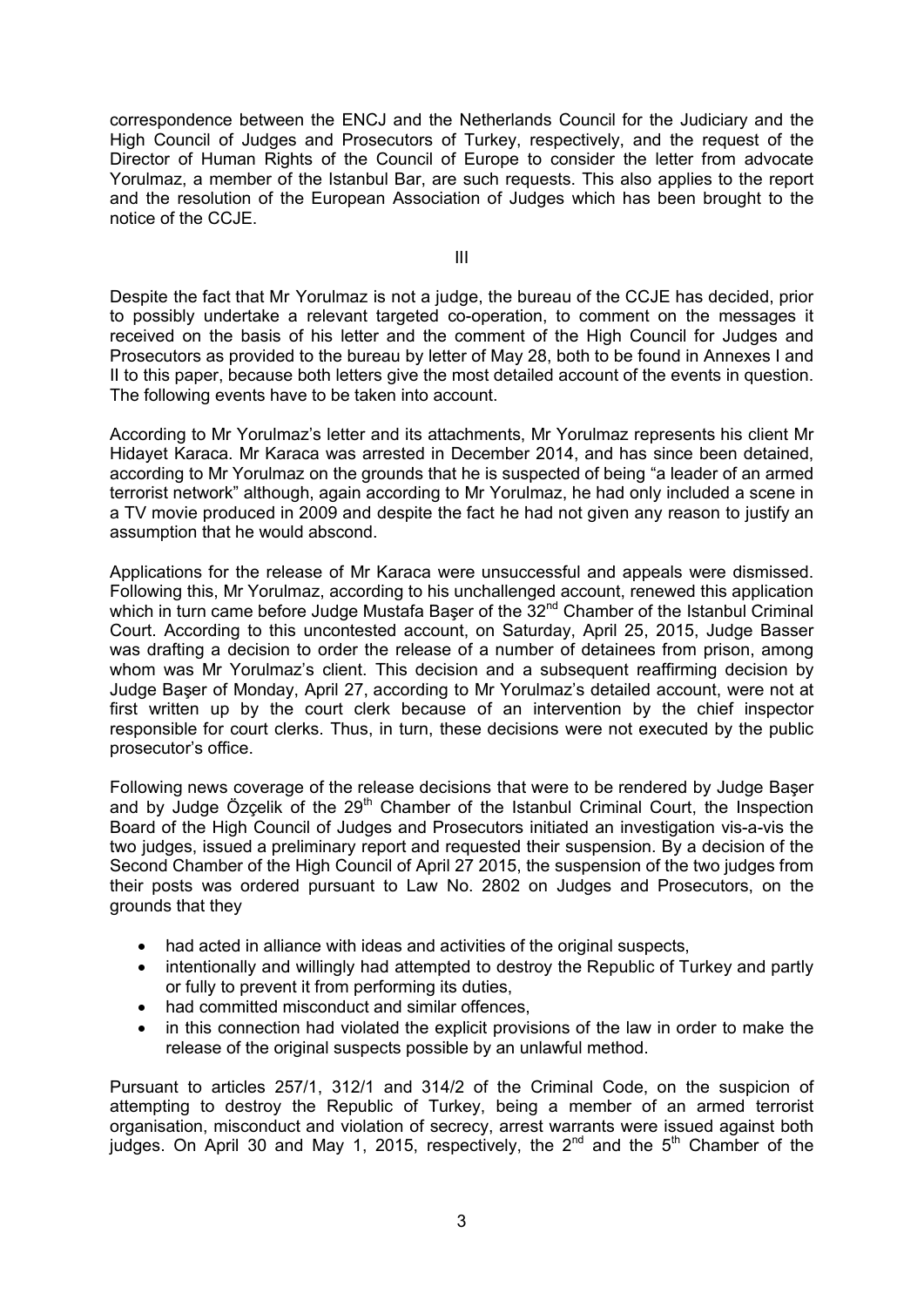correspondence between the ENCJ and the Netherlands Council for the Judiciary and the High Council of Judges and Prosecutors of Turkey, respectively, and the request of the Director of Human Rights of the Council of Europe to consider the letter from advocate Yorulmaz, a member of the Istanbul Bar, are such requests. This also applies to the report and the resolution of the European Association of Judges which has been brought to the notice of the CCJE.

III

Despite the fact that Mr Yorulmaz is not a judge, the bureau of the CCJE has decided, prior to possibly undertake a relevant targeted co-operation, to comment on the messages it received on the basis of his letter and the comment of the High Council for Judges and Prosecutors as provided to the bureau by letter of May 28, both to be found in Annexes I and II to this paper, because both letters give the most detailed account of the events in question. The following events have to be taken into account.

According to Mr Yorulmaz's letter and its attachments, Mr Yorulmaz represents his client Mr Hidayet Karaca. Mr Karaca was arrested in December 2014, and has since been detained, according to Mr Yorulmaz on the grounds that he is suspected of being "a leader of an armed terrorist network" although, again according to Mr Yorulmaz, he had only included a scene in a TV movie produced in 2009 and despite the fact he had not given any reason to justify an assumption that he would abscond.

Applications for the release of Mr Karaca were unsuccessful and appeals were dismissed. Following this, Mr Yorulmaz, according to his unchallenged account, renewed this application which in turn came before Judge Mustafa Başer of the 32nd Chamber of the Istanbul Criminal Court. According to this uncontested account, on Saturday, April 25, 2015, Judge Basser was drafting a decision to order the release of a number of detainees from prison, among whom was Mr Yorulmaz's client. This decision and a subsequent reaffirming decision by Judge Başer of Monday, April 27, according to Mr Yorulmaz's detailed account, were not at first written up by the court clerk because of an intervention by the chief inspector responsible for court clerks. Thus, in turn, these decisions were not executed by the public prosecutor's office.

Following news coverage of the release decisions that were to be rendered by Judge Başer and by Judge Özçelik of the 29th Chamber of the Istanbul Criminal Court, the Inspection Board of the High Council of Judges and Prosecutors initiated an investigation vis-a-vis the two judges, issued a preliminary report and requested their suspension. By a decision of the Second Chamber of the High Council of April 27 2015, the suspension of the two judges from their posts was ordered pursuant to Law No. 2802 on Judges and Prosecutors, on the grounds that they

- had acted in alliance with ideas and activities of the original suspects,
- intentionally and willingly had attempted to destroy the Republic of Turkey and partly or fully to prevent it from performing its duties,
- had committed misconduct and similar offences,
- in this connection had violated the explicit provisions of the law in order to make the release of the original suspects possible by an unlawful method.

Pursuant to articles 257/1, 312/1 and 314/2 of the Criminal Code, on the suspicion of attempting to destroy the Republic of Turkey, being a member of an armed terrorist organisation, misconduct and violation of secrecy, arrest warrants were issued against both judges. On April 30 and May 1, 2015, respectively, the 2nd and the 5th Chamber of the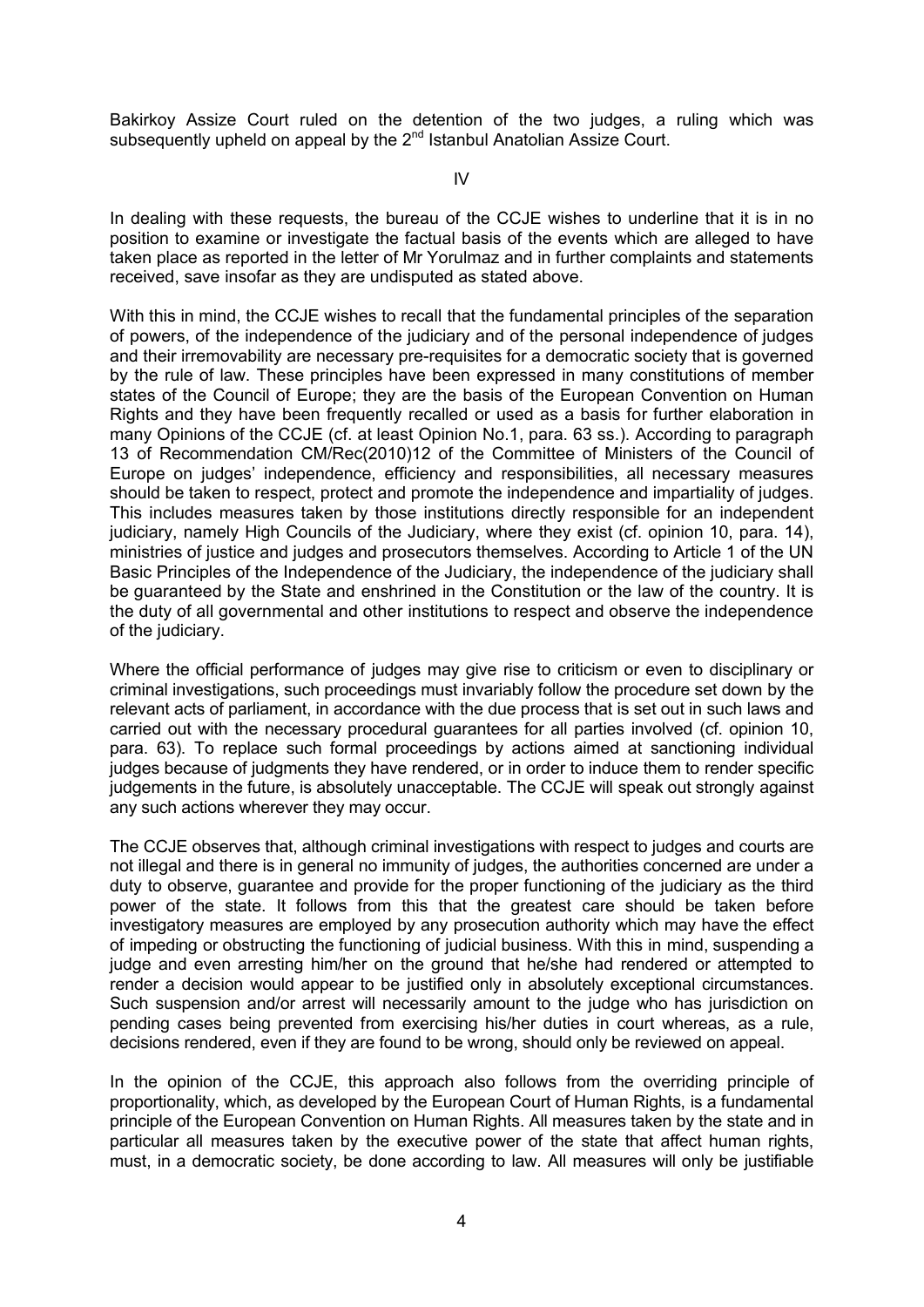Bakirkoy Assize Court ruled on the detention of the two judges, a ruling which was subsequently upheld on appeal by the 2nd Istanbul Anatolian Assize Court.

IV

In dealing with these requests, the bureau of the CCJE wishes to underline that it is in no position to examine or investigate the factual basis of the events which are alleged to have taken place as reported in the letter of Mr Yorulmaz and in further complaints and statements received, save insofar as they are undisputed as stated above.

With this in mind, the CCJE wishes to recall that the fundamental principles of the separation of powers, of the independence of the judiciary and of the personal independence of judges and their irremovability are necessary pre-requisites for a democratic society that is governed by the rule of law. These principles have been expressed in many constitutions of member states of the Council of Europe; they are the basis of the European Convention on Human Rights and they have been frequently recalled or used as a basis for further elaboration in many Opinions of the CCJE (cf. at least Opinion No.1, para. 63 ss.). According to paragraph 13 of Recommendation CM/Rec(2010)12 of the Committee of Ministers of the Council of Europe on judges' independence, efficiency and responsibilities, all necessary measures should be taken to respect, protect and promote the independence and impartiality of judges. This includes measures taken by those institutions directly responsible for an independent judiciary, namely High Councils of the Judiciary, where they exist (cf. opinion 10, para. 14), ministries of justice and judges and prosecutors themselves. According to Article 1 of the UN Basic Principles of the Independence of the Judiciary, the independence of the judiciary shall be guaranteed by the State and enshrined in the Constitution or the law of the country. It is the duty of all governmental and other institutions to respect and observe the independence of the judiciary.

Where the official performance of judges may give rise to criticism or even to disciplinary or criminal investigations, such proceedings must invariably follow the procedure set down by the relevant acts of parliament, in accordance with the due process that is set out in such laws and carried out with the necessary procedural guarantees for all parties involved (cf. opinion 10, para. 63). To replace such formal proceedings by actions aimed at sanctioning individual judges because of judgments they have rendered, or in order to induce them to render specific judgements in the future, is absolutely unacceptable. The CCJE will speak out strongly against any such actions wherever they may occur.

The CCJE observes that, although criminal investigations with respect to judges and courts are not illegal and there is in general no immunity of judges, the authorities concerned are under a duty to observe, guarantee and provide for the proper functioning of the judiciary as the third power of the state. It follows from this that the greatest care should be taken before investigatory measures are employed by any prosecution authority which may have the effect of impeding or obstructing the functioning of judicial business. With this in mind, suspending a judge and even arresting him/her on the ground that he/she had rendered or attempted to render a decision would appear to be justified only in absolutely exceptional circumstances. Such suspension and/or arrest will necessarily amount to the judge who has jurisdiction on pending cases being prevented from exercising his/her duties in court whereas, as a rule, decisions rendered, even if they are found to be wrong, should only be reviewed on appeal.

In the opinion of the CCJE, this approach also follows from the overriding principle of proportionality, which, as developed by the European Court of Human Rights, is a fundamental principle of the European Convention on Human Rights. All measures taken by the state and in particular all measures taken by the executive power of the state that affect human rights, must, in a democratic society, be done according to law. All measures will only be justifiable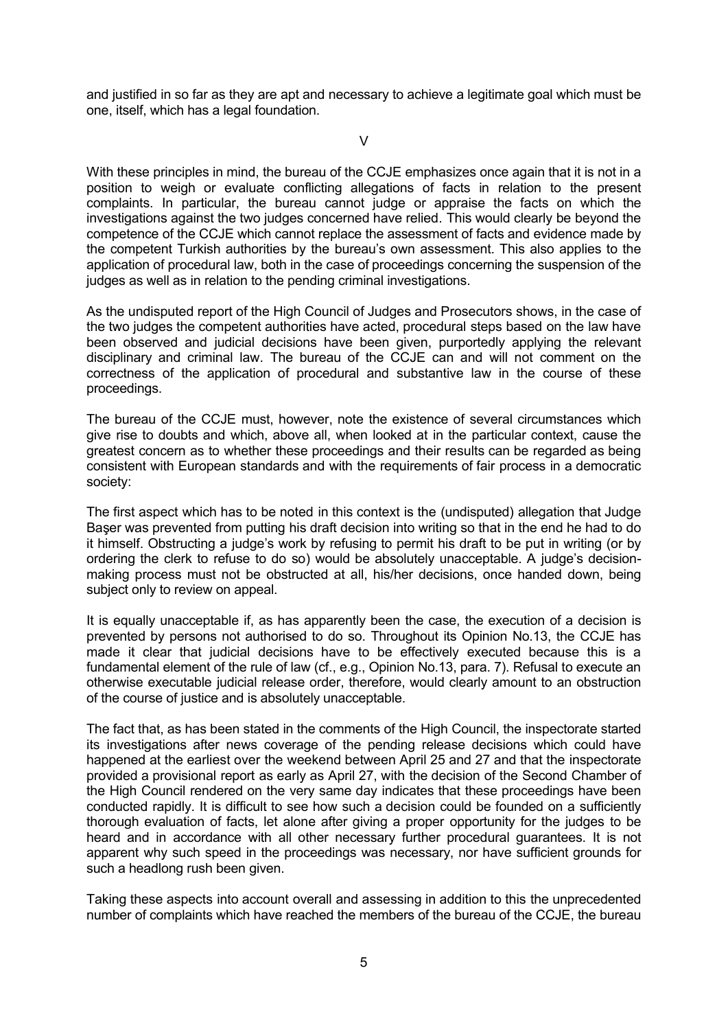and justified in so far as they are apt and necessary to achieve a legitimate goal which must be one, itself, which has a legal foundation.

V

With these principles in mind, the bureau of the CCJE emphasizes once again that it is not in a position to weigh or evaluate conflicting allegations of facts in relation to the present complaints. In particular, the bureau cannot judge or appraise the facts on which the investigations against the two judges concerned have relied. This would clearly be beyond the competence of the CCJE which cannot replace the assessment of facts and evidence made by the competent Turkish authorities by the bureau's own assessment. This also applies to the application of procedural law, both in the case of proceedings concerning the suspension of the judges as well as in relation to the pending criminal investigations.

As the undisputed report of the High Council of Judges and Prosecutors shows, in the case of the two judges the competent authorities have acted, procedural steps based on the law have been observed and judicial decisions have been given, purportedly applying the relevant disciplinary and criminal law. The bureau of the CCJE can and will not comment on the correctness of the application of procedural and substantive law in the course of these proceedings.

The bureau of the CCJE must, however, note the existence of several circumstances which give rise to doubts and which, above all, when looked at in the particular context, cause the greatest concern as to whether these proceedings and their results can be regarded as being consistent with European standards and with the requirements of fair process in a democratic society:

The first aspect which has to be noted in this context is the (undisputed) allegation that Judge Başer was prevented from putting his draft decision into writing so that in the end he had to do it himself. Obstructing a judge's work by refusing to permit his draft to be put in writing (or by ordering the clerk to refuse to do so) would be absolutely unacceptable. A judge's decision-making process must not be obstructed at all, his/her decisions, once handed down, being subject only to review on appeal.

It is equally unacceptable if, as has apparently been the case, the execution of a decision is prevented by persons not authorised to do so. Throughout its Opinion No.13, the CCJE has made it clear that judicial decisions have to be effectively executed because this is a fundamental element of the rule of law (cf., e.g., Opinion No.13, para. 7). Refusal to execute an otherwise executable judicial release order, therefore, would clearly amount to an obstruction of the course of justice and is absolutely unacceptable.

The fact that, as has been stated in the comments of the High Council, the inspectorate started its investigations after news coverage of the pending release decisions which could have happened at the earliest over the weekend between April 25 and 27 and that the inspectorate provided a provisional report as early as April 27, with the decision of the Second Chamber of the High Council rendered on the very same day indicates that these proceedings have been conducted rapidly. It is difficult to see how such a decision could be founded on a sufficiently thorough evaluation of facts, let alone after giving a proper opportunity for the judges to be heard and in accordance with all other necessary further procedural guarantees. It is not apparent why such speed in the proceedings was necessary, nor have sufficient grounds for such a headlong rush been given.

Taking these aspects into account overall and assessing in addition to this the unprecedented number of complaints which have reached the members of the bureau of the CCJE, the bureau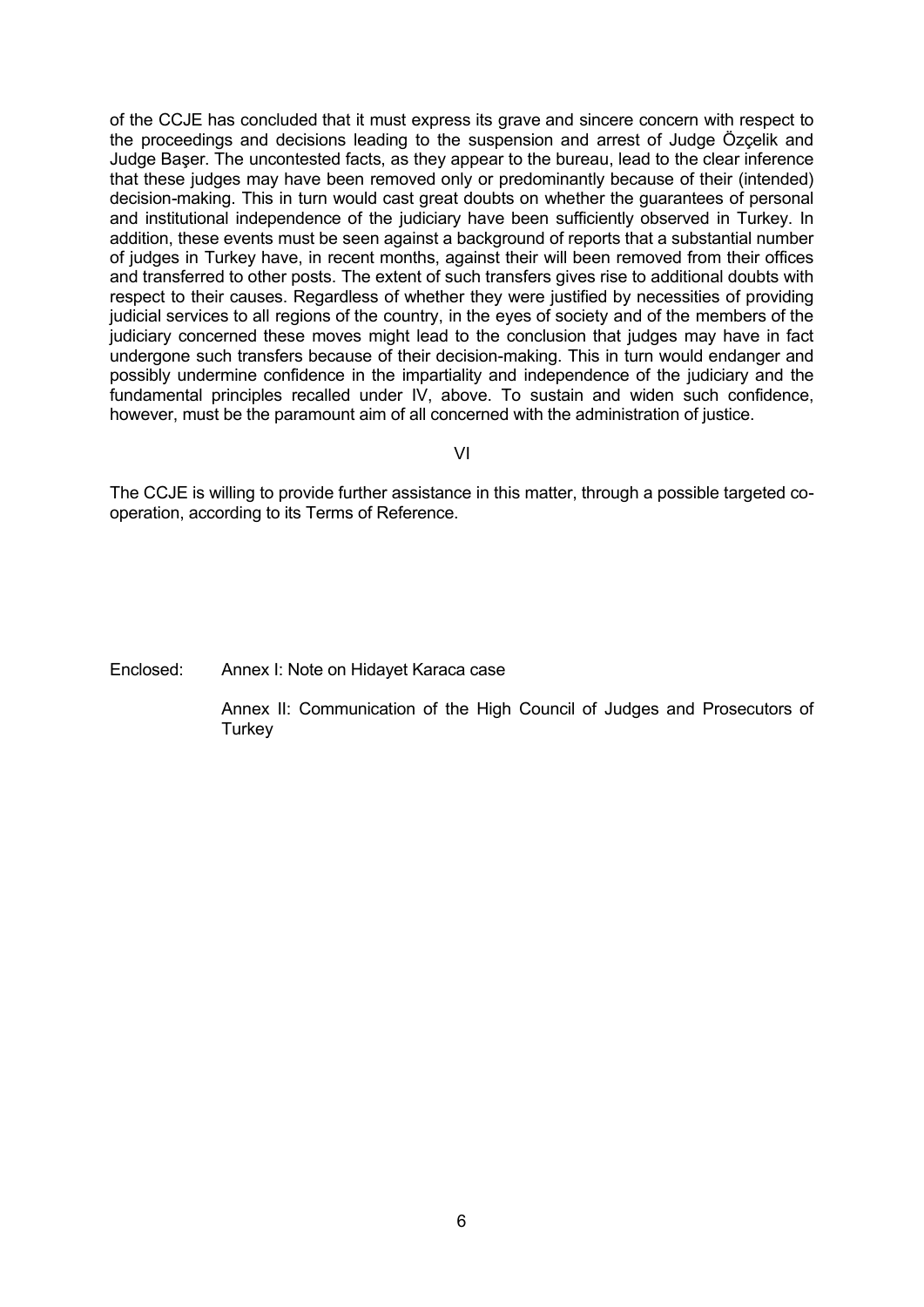of the CCJE has concluded that it must express its grave and sincere concern with respect to the proceedings and decisions leading to the suspension and arrest of Judge Özçelik and Judge Başer. The uncontested facts, as they appear to the bureau, lead to the clear inference that these judges may have been removed only or predominantly because of their (intended) decision-making. This in turn would cast great doubts on whether the guarantees of personal and institutional independence of the judiciary have been sufficiently observed in Turkey. In addition, these events must be seen against a background of reports that a substantial number of judges in Turkey have, in recent months, against their will been removed from their offices and transferred to other posts. The extent of such transfers gives rise to additional doubts with respect to their causes. Regardless of whether they were justified by necessities of providing judicial services to all regions of the country, in the eyes of society and of the members of the judiciary concerned these moves might lead to the conclusion that judges may have in fact undergone such transfers because of their decision-making. This in turn would endanger and possibly undermine confidence in the impartiality and independence of the judiciary and the fundamental principles recalled under IV, above. To sustain and widen such confidence, however, must be the paramount aim of all concerned with the administration of justice.

## VI

The CCJE is willing to provide further assistance in this matter, through a possible targeted co-operation, according to its Terms of Reference.

Enclosed: Annex I: Note on Hidayet Karaca case

Annex II: Communication of the High Council of Judges and Prosecutors of Turkey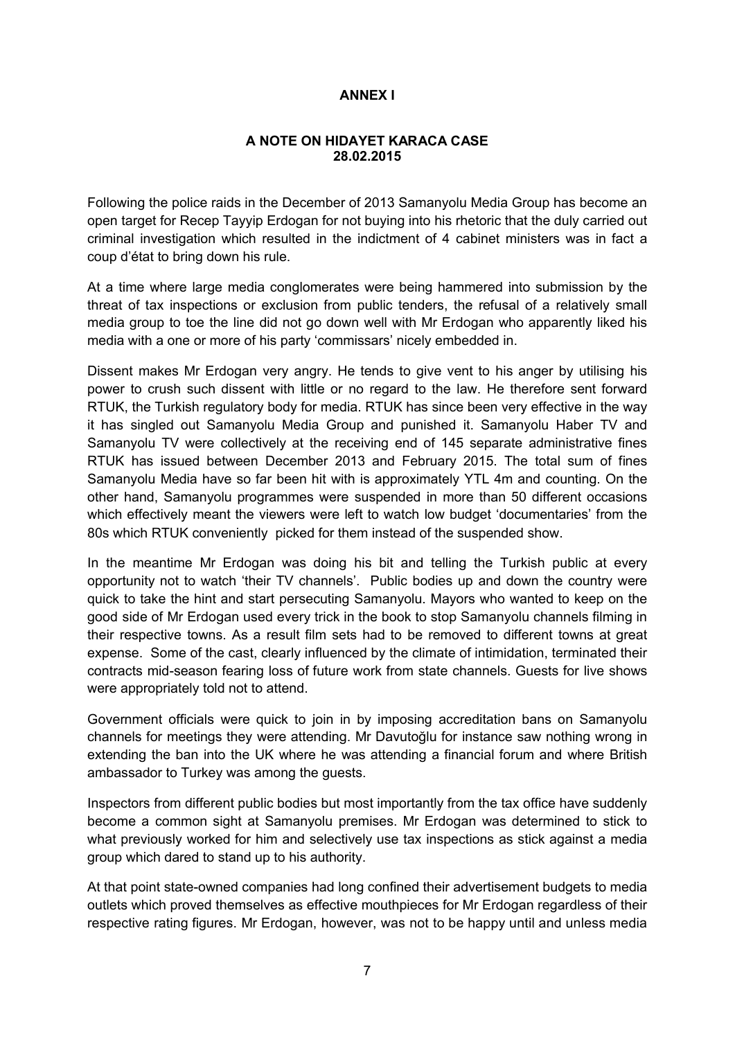**ANNEX I**

**A NOTE ON HIDAYET KARACA CASE**
**28.02.2015**

Following the police raids in the December of 2013 Samanyolu Media Group has become an open target for Recep Tayyip Erdogan for not buying into his rhetoric that the duly carried out criminal investigation which resulted in the indictment of 4 cabinet ministers was in fact a coup d'état to bring down his rule.

At a time where large media conglomerates were being hammered into submission by the threat of tax inspections or exclusion from public tenders, the refusal of a relatively small media group to toe the line did not go down well with Mr Erdogan who apparently liked his media with a one or more of his party 'commissars' nicely embedded in.

Dissent makes Mr Erdogan very angry. He tends to give vent to his anger by utilising his power to crush such dissent with little or no regard to the law. He therefore sent forward RTUK, the Turkish regulatory body for media. RTUK has since been very effective in the way it has singled out Samanyolu Media Group and punished it. Samanyolu Haber TV and Samanyolu TV were collectively at the receiving end of 145 separate administrative fines RTUK has issued between December 2013 and February 2015. The total sum of fines Samanyolu Media have so far been hit with is approximately YTL 4m and counting. On the other hand, Samanyolu programmes were suspended in more than 50 different occasions which effectively meant the viewers were left to watch low budget 'documentaries' from the 80s which RTUK conveniently picked for them instead of the suspended show.

In the meantime Mr Erdogan was doing his bit and telling the Turkish public at every opportunity not to watch 'their TV channels'. Public bodies up and down the country were quick to take the hint and start persecuting Samanyolu. Mayors who wanted to keep on the good side of Mr Erdogan used every trick in the book to stop Samanyolu channels filming in their respective towns. As a result film sets had to be removed to different towns at great expense. Some of the cast, clearly influenced by the climate of intimidation, terminated their contracts mid-season fearing loss of future work from state channels. Guests for live shows were appropriately told not to attend.

Government officials were quick to join in by imposing accreditation bans on Samanyolu channels for meetings they were attending. Mr Davutoğlu for instance saw nothing wrong in extending the ban into the UK where he was attending a financial forum and where British ambassador to Turkey was among the guests.

Inspectors from different public bodies but most importantly from the tax office have suddenly become a common sight at Samanyolu premises. Mr Erdogan was determined to stick to what previously worked for him and selectively use tax inspections as stick against a media group which dared to stand up to his authority.

At that point state-owned companies had long confined their advertisement budgets to media outlets which proved themselves as effective mouthpieces for Mr Erdogan regardless of their respective rating figures. Mr Erdogan, however, was not to be happy until and unless media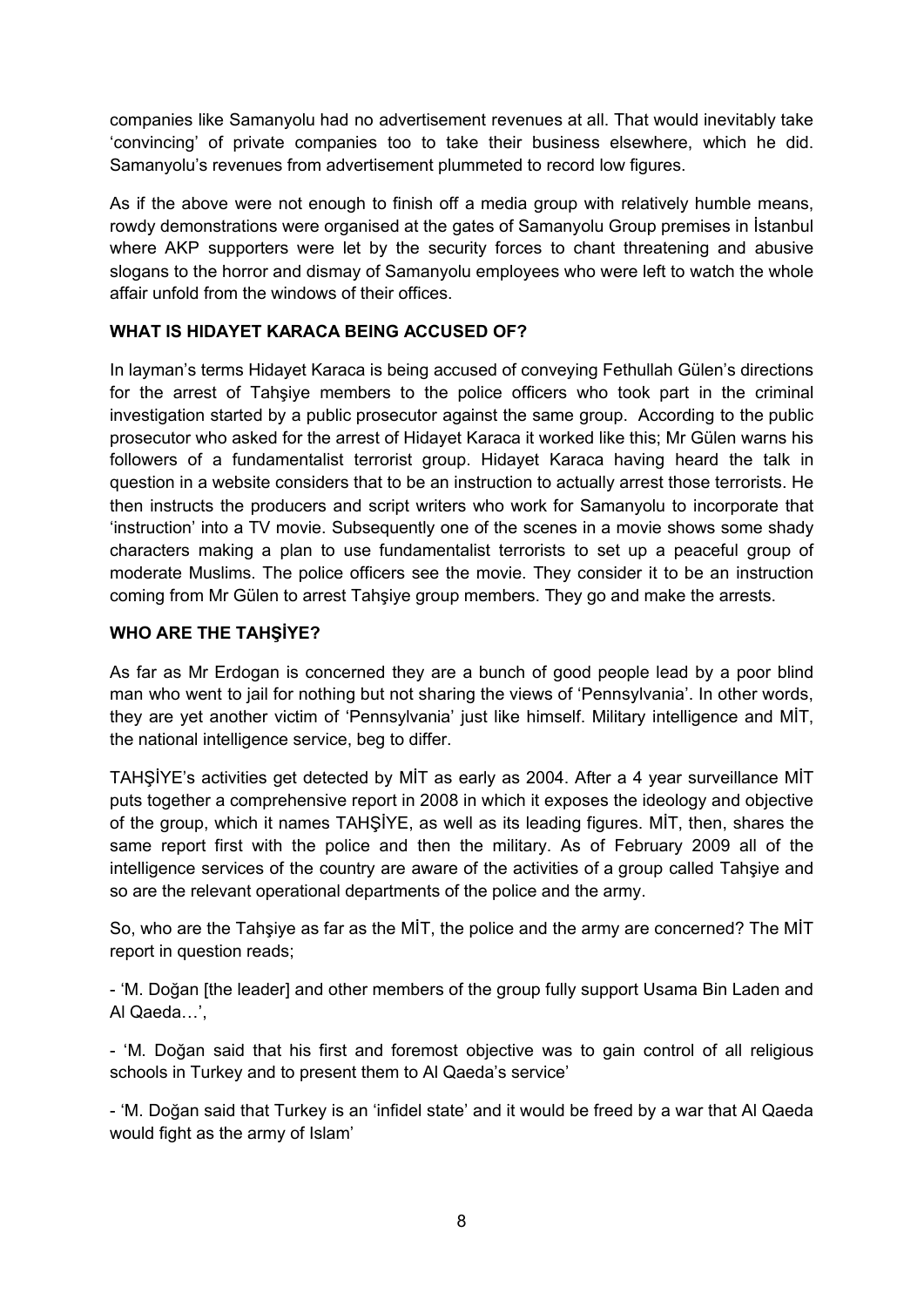companies like Samanyolu had no advertisement revenues at all. That would inevitably take 'convincing' of private companies too to take their business elsewhere, which he did. Samanyolu's revenues from advertisement plummeted to record low figures.

As if the above were not enough to finish off a media group with relatively humble means, rowdy demonstrations were organised at the gates of Samanyolu Group premises in İstanbul where AKP supporters were let by the security forces to chant threatening and abusive slogans to the horror and dismay of Samanyolu employees who were left to watch the whole affair unfold from the windows of their offices.

## WHAT IS HIDAYET KARACA BEING ACCUSED OF?

In layman's terms Hidayet Karaca is being accused of conveying Fethullah Gülen's directions for the arrest of Tahşiye members to the police officers who took part in the criminal investigation started by a public prosecutor against the same group. According to the public prosecutor who asked for the arrest of Hidayet Karaca it worked like this; Mr Gülen warns his followers of a fundamentalist terrorist group. Hidayet Karaca having heard the talk in question in a website considers that to be an instruction to actually arrest those terrorists. He then instructs the producers and script writers who work for Samanyolu to incorporate that 'instruction' into a TV movie. Subsequently one of the scenes in a movie shows some shady characters making a plan to use fundamentalist terrorists to set up a peaceful group of moderate Muslims. The police officers see the movie. They consider it to be an instruction coming from Mr Gülen to arrest Tahşiye group members. They go and make the arrests.

## WHO ARE THE TAHŞİYE?

As far as Mr Erdogan is concerned they are a bunch of good people lead by a poor blind man who went to jail for nothing but not sharing the views of 'Pennsylvania'. In other words, they are yet another victim of 'Pennsylvania' just like himself. Military intelligence and MİT, the national intelligence service, beg to differ.

TAHŞİYE's activities get detected by MİT as early as 2004. After a 4 year surveillance MİT puts together a comprehensive report in 2008 in which it exposes the ideology and objective of the group, which it names TAHŞİYE, as well as its leading figures. MİT, then, shares the same report first with the police and then the military. As of February 2009 all of the intelligence services of the country are aware of the activities of a group called Tahşiye and so are the relevant operational departments of the police and the army.

So, who are the Tahşiye as far as the MİT, the police and the army are concerned? The MİT report in question reads;

- 'M. Doğan [the leader] and other members of the group fully support Usama Bin Laden and Al Qaeda…',

- 'M. Doğan said that his first and foremost objective was to gain control of all religious schools in Turkey and to present them to Al Qaeda's service'

- 'M. Doğan said that Turkey is an 'infidel state' and it would be freed by a war that Al Qaeda would fight as the army of Islam'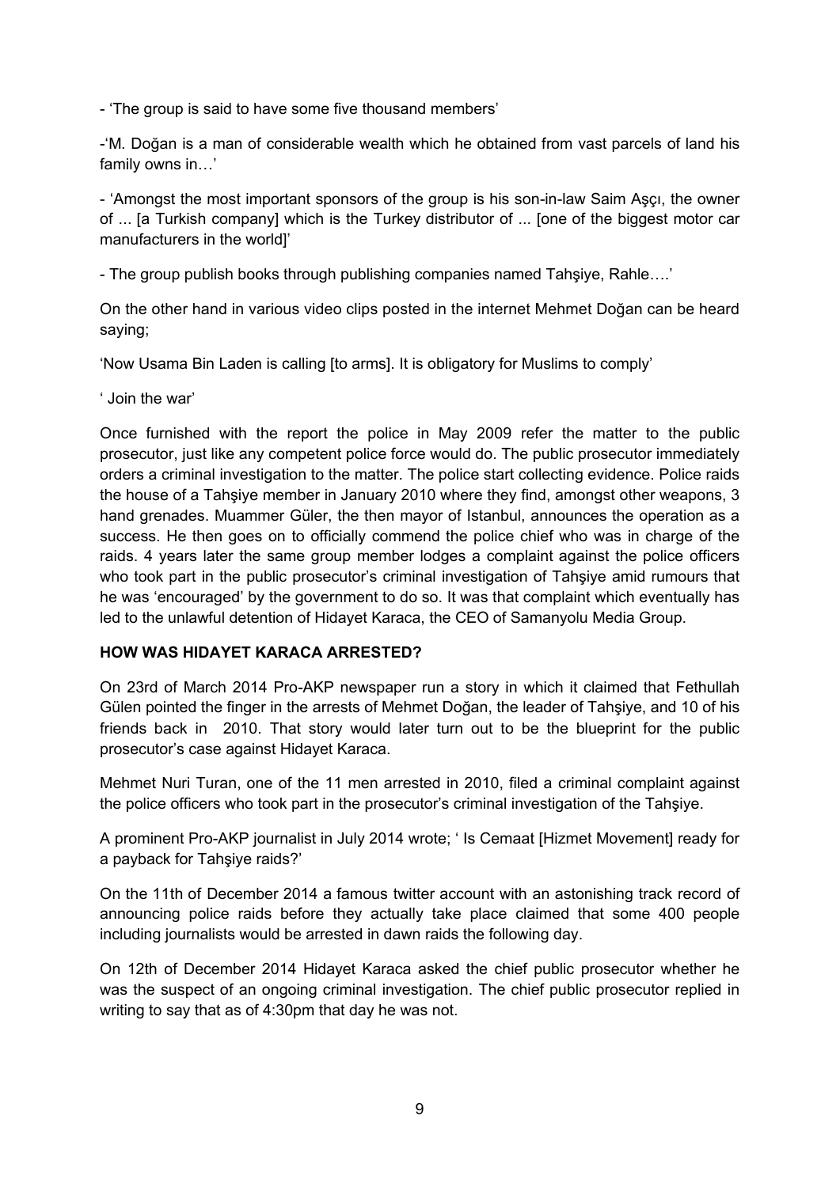- 'The group is said to have some five thousand members'

-'M. Doğan is a man of considerable wealth which he obtained from vast parcels of land his family owns in…'

- 'Amongst the most important sponsors of the group is his son-in-law Saim Aşçı, the owner of ... [a Turkish company] which is the Turkey distributor of ... [one of the biggest motor car manufacturers in the world]'

- The group publish books through publishing companies named Tahşiye, Rahle….'

On the other hand in various video clips posted in the internet Mehmet Doğan can be heard saying;

'Now Usama Bin Laden is calling [to arms]. It is obligatory for Muslims to comply'

' Join the war'

Once furnished with the report the police in May 2009 refer the matter to the public prosecutor, just like any competent police force would do. The public prosecutor immediately orders a criminal investigation to the matter. The police start collecting evidence. Police raids the house of a Tahşiye member in January 2010 where they find, amongst other weapons, 3 hand grenades. Muammer Güler, the then mayor of Istanbul, announces the operation as a success. He then goes on to officially commend the police chief who was in charge of the raids. 4 years later the same group member lodges a complaint against the police officers who took part in the public prosecutor's criminal investigation of Tahşiye amid rumours that he was 'encouraged' by the government to do so. It was that complaint which eventually has led to the unlawful detention of Hidayet Karaca, the CEO of Samanyolu Media Group.

**HOW WAS HIDAYET KARACA ARRESTED?**

On 23rd of March 2014 Pro-AKP newspaper run a story in which it claimed that Fethullah Gülen pointed the finger in the arrests of Mehmet Doğan, the leader of Tahşiye, and 10 of his friends back in 2010. That story would later turn out to be the blueprint for the public prosecutor's case against Hidayet Karaca.

Mehmet Nuri Turan, one of the 11 men arrested in 2010, filed a criminal complaint against the police officers who took part in the prosecutor's criminal investigation of the Tahşiye.

A prominent Pro-AKP journalist in July 2014 wrote; ' Is Cemaat [Hizmet Movement] ready for a payback for Tahşiye raids?'

On the 11th of December 2014 a famous twitter account with an astonishing track record of announcing police raids before they actually take place claimed that some 400 people including journalists would be arrested in dawn raids the following day.

On 12th of December 2014 Hidayet Karaca asked the chief public prosecutor whether he was the suspect of an ongoing criminal investigation. The chief public prosecutor replied in writing to say that as of 4:30pm that day he was not.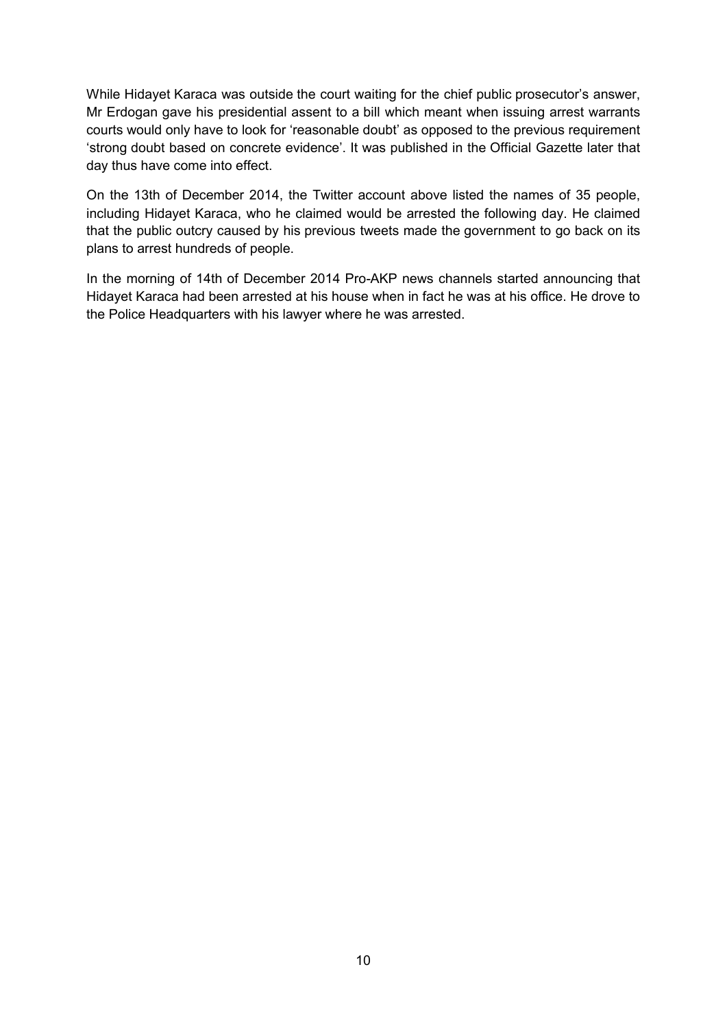While Hidayet Karaca was outside the court waiting for the chief public prosecutor's answer, Mr Erdogan gave his presidential assent to a bill which meant when issuing arrest warrants courts would only have to look for 'reasonable doubt' as opposed to the previous requirement 'strong doubt based on concrete evidence'. It was published in the Official Gazette later that day thus have come into effect.

On the 13th of December 2014, the Twitter account above listed the names of 35 people, including Hidayet Karaca, who he claimed would be arrested the following day. He claimed that the public outcry caused by his previous tweets made the government to go back on its plans to arrest hundreds of people.

In the morning of 14th of December 2014 Pro-AKP news channels started announcing that Hidayet Karaca had been arrested at his house when in fact he was at his office. He drove to the Police Headquarters with his lawyer where he was arrested.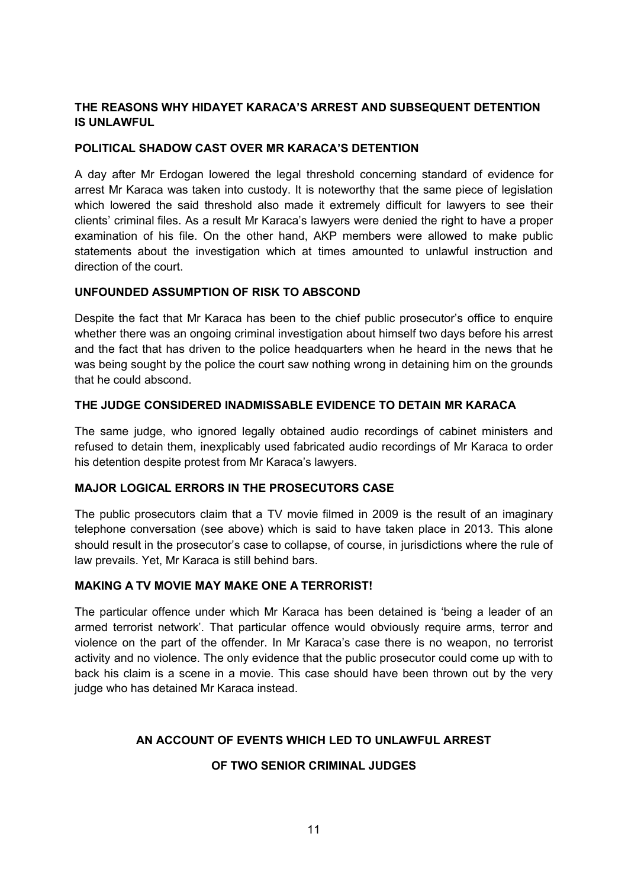## THE REASONS WHY HIDAYET KARACA'S ARREST AND SUBSEQUENT DETENTION IS UNLAWFUL

### POLITICAL SHADOW CAST OVER MR KARACA'S DETENTION

A day after Mr Erdogan lowered the legal threshold concerning standard of evidence for arrest Mr Karaca was taken into custody. It is noteworthy that the same piece of legislation which lowered the said threshold also made it extremely difficult for lawyers to see their clients' criminal files. As a result Mr Karaca's lawyers were denied the right to have a proper examination of his file. On the other hand, AKP members were allowed to make public statements about the investigation which at times amounted to unlawful instruction and direction of the court.

### UNFOUNDED ASSUMPTION OF RISK TO ABSCOND

Despite the fact that Mr Karaca has been to the chief public prosecutor's office to enquire whether there was an ongoing criminal investigation about himself two days before his arrest and the fact that has driven to the police headquarters when he heard in the news that he was being sought by the police the court saw nothing wrong in detaining him on the grounds that he could abscond.

### THE JUDGE CONSIDERED INADMISSABLE EVIDENCE TO DETAIN MR KARACA

The same judge, who ignored legally obtained audio recordings of cabinet ministers and refused to detain them, inexplicably used fabricated audio recordings of Mr Karaca to order his detention despite protest from Mr Karaca's lawyers.

### MAJOR LOGICAL ERRORS IN THE PROSECUTORS CASE

The public prosecutors claim that a TV movie filmed in 2009 is the result of an imaginary telephone conversation (see above) which is said to have taken place in 2013. This alone should result in the prosecutor's case to collapse, of course, in jurisdictions where the rule of law prevails. Yet, Mr Karaca is still behind bars.

### MAKING A TV MOVIE MAY MAKE ONE A TERRORIST!

The particular offence under which Mr Karaca has been detained is 'being a leader of an armed terrorist network'. That particular offence would obviously require arms, terror and violence on the part of the offender. In Mr Karaca's case there is no weapon, no terrorist activity and no violence. The only evidence that the public prosecutor could come up with to back his claim is a scene in a movie. This case should have been thrown out by the very judge who has detained Mr Karaca instead.

## AN ACCOUNT OF EVENTS WHICH LED TO UNLAWFUL ARREST OF TWO SENIOR CRIMINAL JUDGES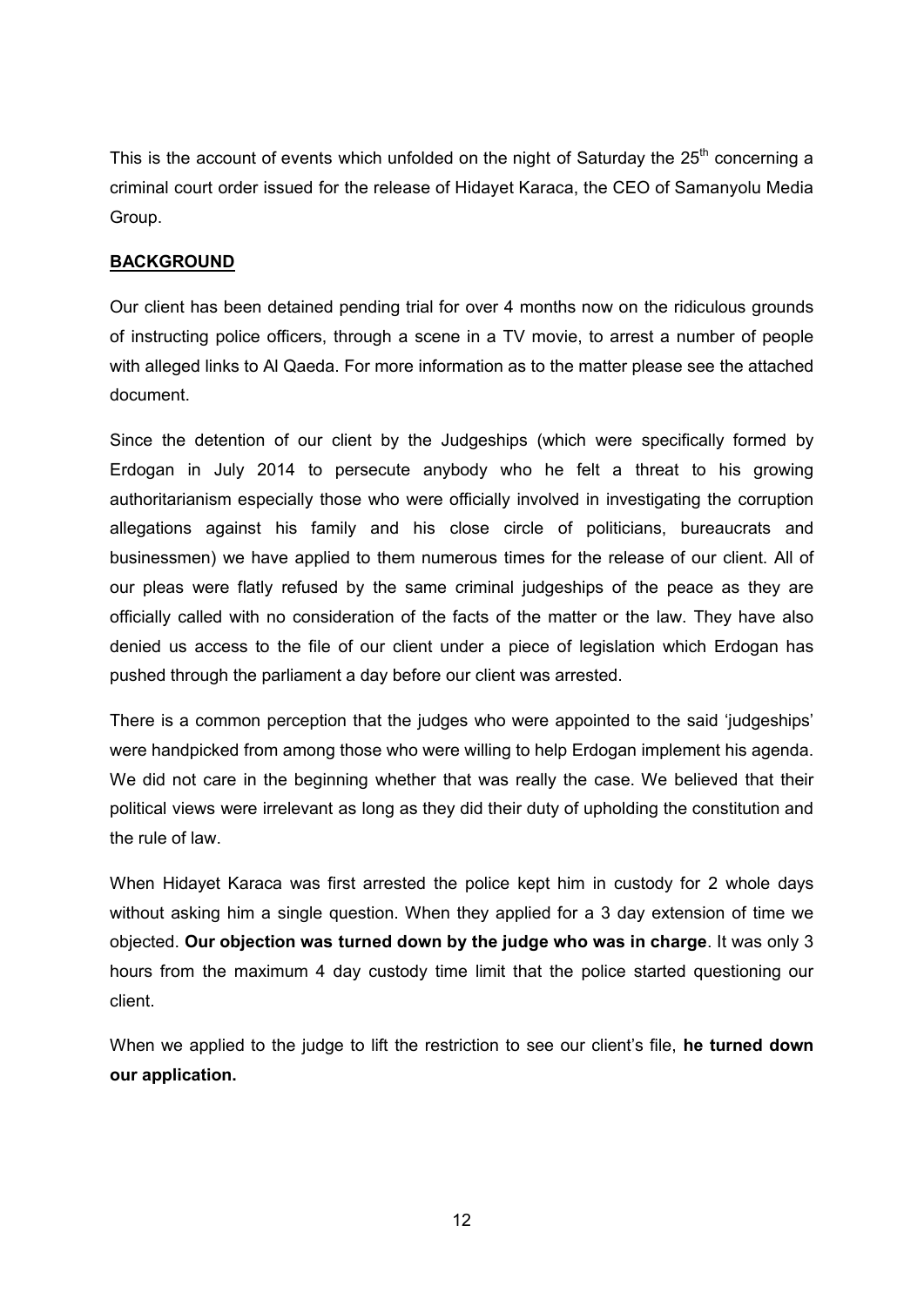This is the account of events which unfolded on the night of Saturday the 25th concerning a criminal court order issued for the release of Hidayet Karaca, the CEO of Samanyolu Media Group.

**BACKGROUND**

Our client has been detained pending trial for over 4 months now on the ridiculous grounds of instructing police officers, through a scene in a TV movie, to arrest a number of people with alleged links to Al Qaeda. For more information as to the matter please see the attached document.

Since the detention of our client by the Judgeships (which were specifically formed by Erdogan in July 2014 to persecute anybody who he felt a threat to his growing authoritarianism especially those who were officially involved in investigating the corruption allegations against his family and his close circle of politicians, bureaucrats and businessmen) we have applied to them numerous times for the release of our client. All of our pleas were flatly refused by the same criminal judgeships of the peace as they are officially called with no consideration of the facts of the matter or the law. They have also denied us access to the file of our client under a piece of legislation which Erdogan has pushed through the parliament a day before our client was arrested.

There is a common perception that the judges who were appointed to the said 'judgeships' were handpicked from among those who were willing to help Erdogan implement his agenda. We did not care in the beginning whether that was really the case. We believed that their political views were irrelevant as long as they did their duty of upholding the constitution and the rule of law.

When Hidayet Karaca was first arrested the police kept him in custody for 2 whole days without asking him a single question. When they applied for a 3 day extension of time we objected. **Our objection was turned down by the judge who was in charge**. It was only 3 hours from the maximum 4 day custody time limit that the police started questioning our client.

When we applied to the judge to lift the restriction to see our client's file, **he turned down our application.**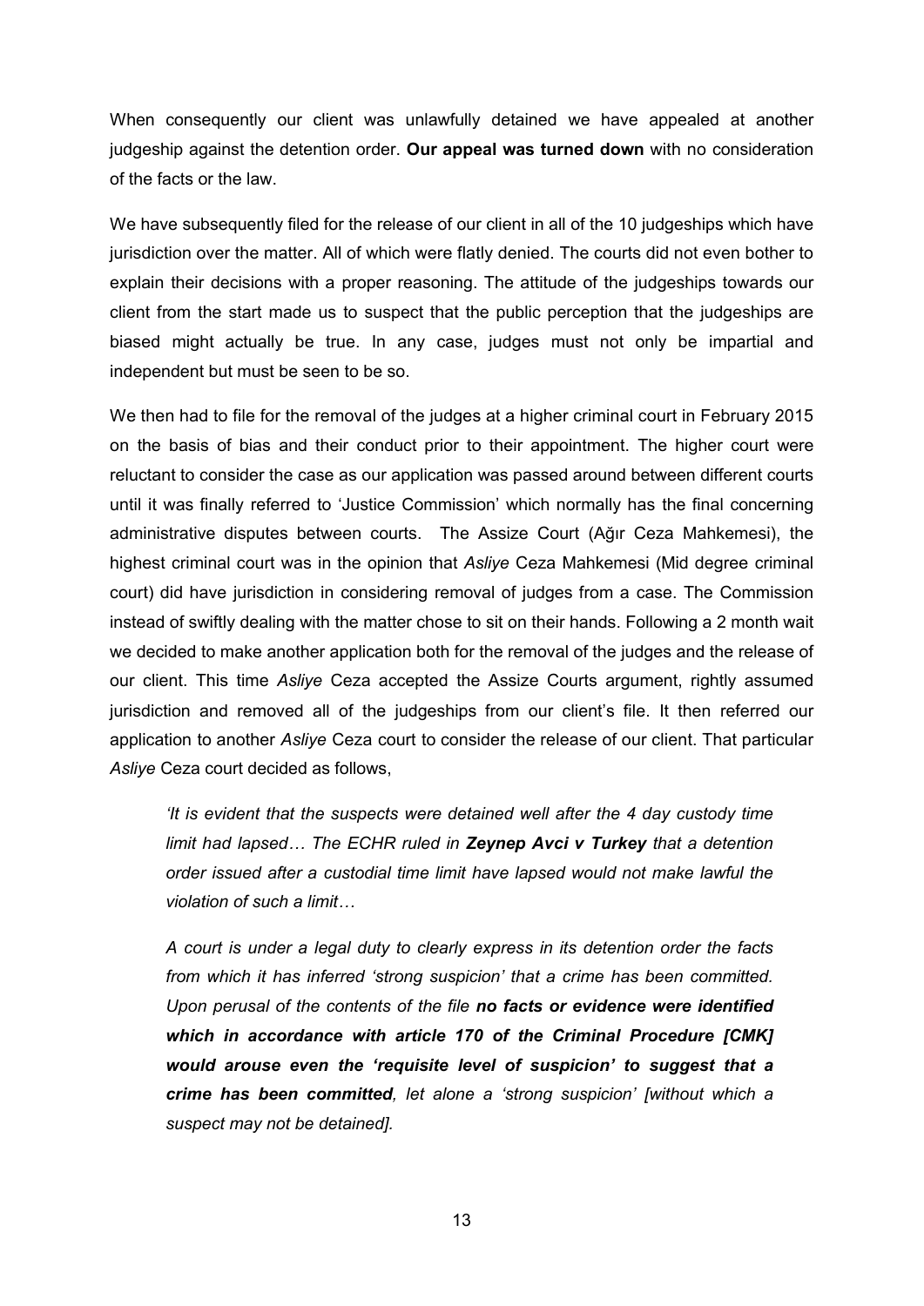When consequently our client was unlawfully detained we have appealed at another judgeship against the detention order. **Our appeal was turned down** with no consideration of the facts or the law.

We have subsequently filed for the release of our client in all of the 10 judgeships which have jurisdiction over the matter. All of which were flatly denied. The courts did not even bother to explain their decisions with a proper reasoning. The attitude of the judgeships towards our client from the start made us to suspect that the public perception that the judgeships are biased might actually be true. In any case, judges must not only be impartial and independent but must be seen to be so.

We then had to file for the removal of the judges at a higher criminal court in February 2015 on the basis of bias and their conduct prior to their appointment. The higher court were reluctant to consider the case as our application was passed around between different courts until it was finally referred to 'Justice Commission' which normally has the final concerning administrative disputes between courts. The Assize Court (Ağır Ceza Mahkemesi), the highest criminal court was in the opinion that *Asliye* Ceza Mahkemesi (Mid degree criminal court) did have jurisdiction in considering removal of judges from a case. The Commission instead of swiftly dealing with the matter chose to sit on their hands. Following a 2 month wait we decided to make another application both for the removal of the judges and the release of our client. This time *Asliye* Ceza accepted the Assize Courts argument, rightly assumed jurisdiction and removed all of the judgeships from our client's file. It then referred our application to another *Asliye* Ceza court to consider the release of our client. That particular *Asliye* Ceza court decided as follows,

> *'It is evident that the suspects were detained well after the 4 day custody time limit had lapsed… The ECHR ruled in **Zeynep Avci v Turkey** that a detention order issued after a custodial time limit have lapsed would not make lawful the violation of such a limit…*
>
> *A court is under a legal duty to clearly express in its detention order the facts from which it has inferred 'strong suspicion' that a crime has been committed. Upon perusal of the contents of the file **no facts or evidence were identified which in accordance with article 170 of the Criminal Procedure [CMK] would arouse even the 'requisite level of suspicion' to suggest that a crime has been committed**, let alone a 'strong suspicion' [without which a suspect may not be detained].*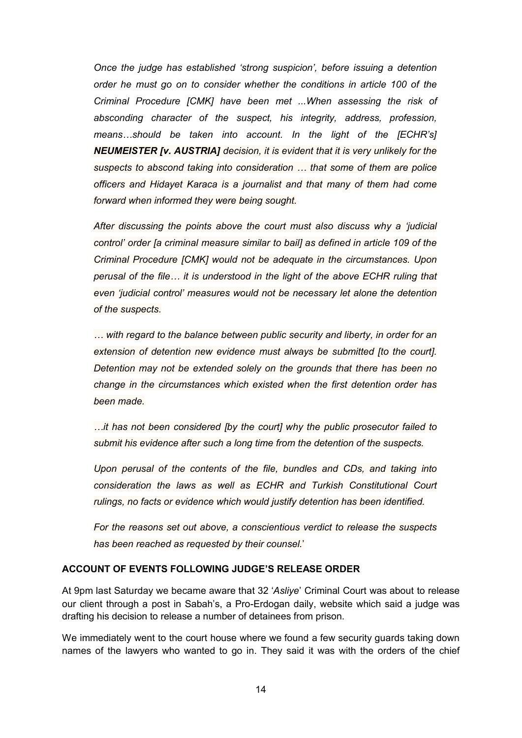*Once the judge has established 'strong suspicion', before issuing a detention order he must go on to consider whether the conditions in article 100 of the Criminal Procedure [CMK] have been met ...When assessing the risk of absconding character of the suspect, his integrity, address, profession, means…should be taken into account. In the light of the [ECHR's]* ***NEUMEISTER [v. AUSTRIA]*** *decision, it is evident that it is very unlikely for the suspects to abscond taking into consideration … that some of them are police officers and Hidayet Karaca is a journalist and that many of them had come forward when informed they were being sought.*

*After discussing the points above the court must also discuss why a 'judicial control' order [a criminal measure similar to bail] as defined in article 109 of the Criminal Procedure [CMK] would not be adequate in the circumstances. Upon perusal of the file… it is understood in the light of the above ECHR ruling that even 'judicial control' measures would not be necessary let alone the detention of the suspects.*

*… with regard to the balance between public security and liberty, in order for an extension of detention new evidence must always be submitted [to the court]. Detention may not be extended solely on the grounds that there has been no change in the circumstances which existed when the first detention order has been made.*

*…it has not been considered [by the court] why the public prosecutor failed to submit his evidence after such a long time from the detention of the suspects.*

*Upon perusal of the contents of the file, bundles and CDs, and taking into consideration the laws as well as ECHR and Turkish Constitutional Court rulings, no facts or evidence which would justify detention has been identified.*

*For the reasons set out above, a conscientious verdict to release the suspects has been reached as requested by their counsel.*'

## ACCOUNT OF EVENTS FOLLOWING JUDGE'S RELEASE ORDER

At 9pm last Saturday we became aware that 32 '*Asliye*' Criminal Court was about to release our client through a post in Sabah's, a Pro-Erdogan daily, website which said a judge was drafting his decision to release a number of detainees from prison.

We immediately went to the court house where we found a few security guards taking down names of the lawyers who wanted to go in. They said it was with the orders of the chief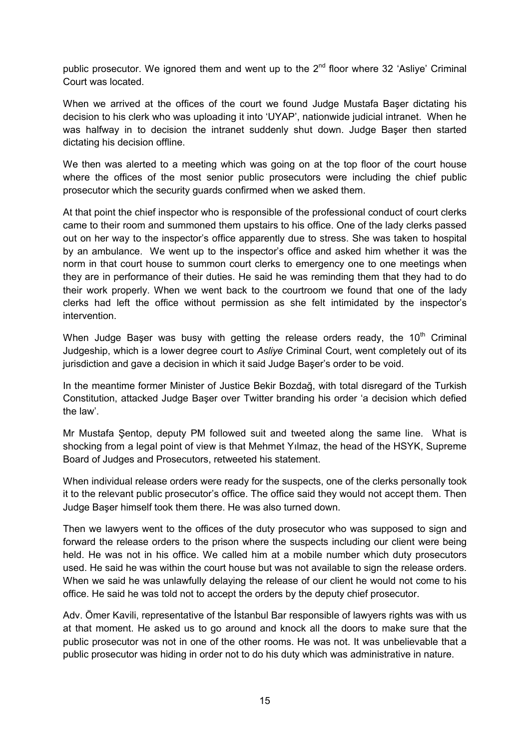public prosecutor. We ignored them and went up to the 2nd floor where 32 'Asliye' Criminal Court was located.

When we arrived at the offices of the court we found Judge Mustafa Başer dictating his decision to his clerk who was uploading it into 'UYAP', nationwide judicial intranet. When he was halfway in to decision the intranet suddenly shut down. Judge Başer then started dictating his decision offline.

We then was alerted to a meeting which was going on at the top floor of the court house where the offices of the most senior public prosecutors were including the chief public prosecutor which the security guards confirmed when we asked them.

At that point the chief inspector who is responsible of the professional conduct of court clerks came to their room and summoned them upstairs to his office. One of the lady clerks passed out on her way to the inspector's office apparently due to stress. She was taken to hospital by an ambulance. We went up to the inspector's office and asked him whether it was the norm in that court house to summon court clerks to emergency one to one meetings when they are in performance of their duties. He said he was reminding them that they had to do their work properly. When we went back to the courtroom we found that one of the lady clerks had left the office without permission as she felt intimidated by the inspector's intervention.

When Judge Başer was busy with getting the release orders ready, the 10th Criminal Judgeship, which is a lower degree court to *Asliye* Criminal Court, went completely out of its jurisdiction and gave a decision in which it said Judge Başer's order to be void.

In the meantime former Minister of Justice Bekir Bozdağ, with total disregard of the Turkish Constitution, attacked Judge Başer over Twitter branding his order 'a decision which defied the law'.

Mr Mustafa Şentop, deputy PM followed suit and tweeted along the same line. What is shocking from a legal point of view is that Mehmet Yılmaz, the head of the HSYK, Supreme Board of Judges and Prosecutors, retweeted his statement.

When individual release orders were ready for the suspects, one of the clerks personally took it to the relevant public prosecutor's office. The office said they would not accept them. Then Judge Başer himself took them there. He was also turned down.

Then we lawyers went to the offices of the duty prosecutor who was supposed to sign and forward the release orders to the prison where the suspects including our client were being held. He was not in his office. We called him at a mobile number which duty prosecutors used. He said he was within the court house but was not available to sign the release orders. When we said he was unlawfully delaying the release of our client he would not come to his office. He said he was told not to accept the orders by the deputy chief prosecutor.

Adv. Ömer Kavili, representative of the İstanbul Bar responsible of lawyers rights was with us at that moment. He asked us to go around and knock all the doors to make sure that the public prosecutor was not in one of the other rooms. He was not. It was unbelievable that a public prosecutor was hiding in order not to do his duty which was administrative in nature.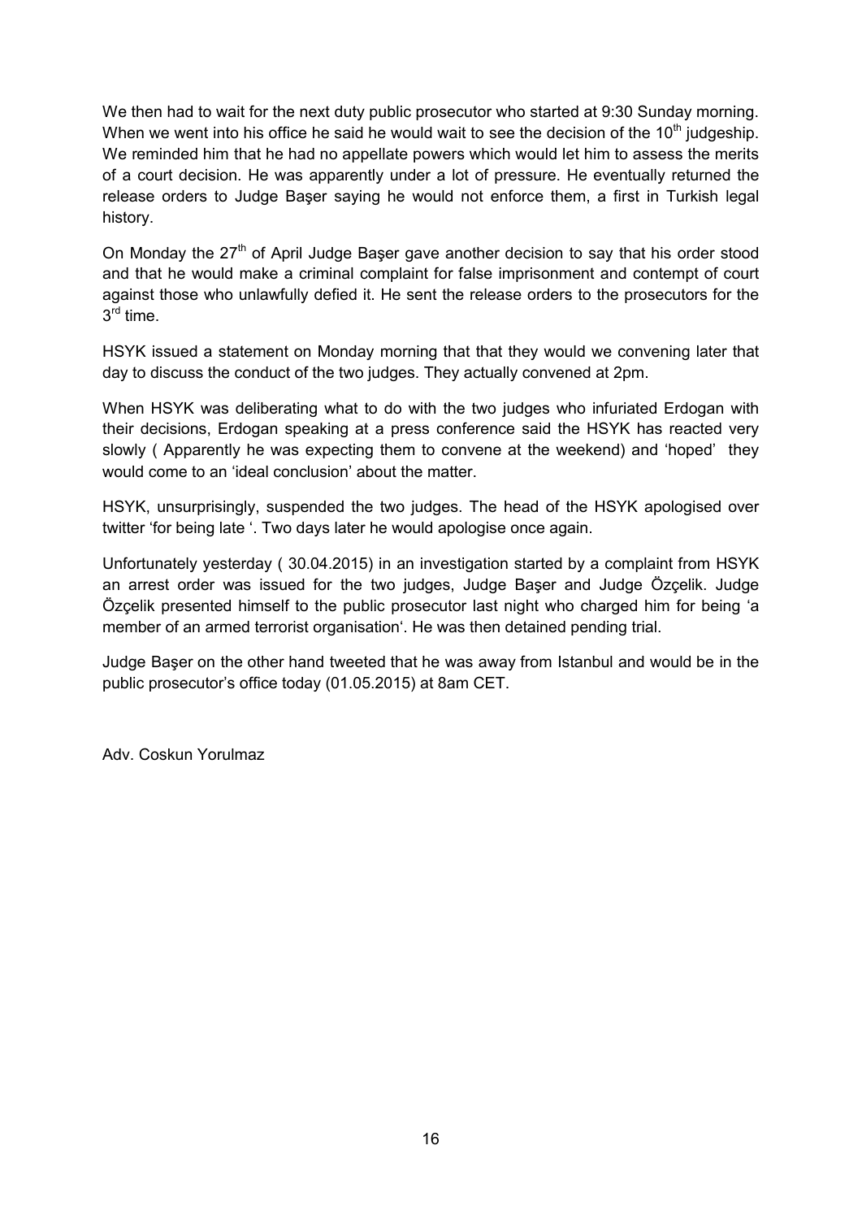We then had to wait for the next duty public prosecutor who started at 9:30 Sunday morning. When we went into his office he said he would wait to see the decision of the 10th judgeship. We reminded him that he had no appellate powers which would let him to assess the merits of a court decision. He was apparently under a lot of pressure. He eventually returned the release orders to Judge Başer saying he would not enforce them, a first in Turkish legal history.

On Monday the 27th of April Judge Başer gave another decision to say that his order stood and that he would make a criminal complaint for false imprisonment and contempt of court against those who unlawfully defied it. He sent the release orders to the prosecutors for the 3rd time.

HSYK issued a statement on Monday morning that that they would we convening later that day to discuss the conduct of the two judges. They actually convened at 2pm.

When HSYK was deliberating what to do with the two judges who infuriated Erdogan with their decisions, Erdogan speaking at a press conference said the HSYK has reacted very slowly ( Apparently he was expecting them to convene at the weekend) and 'hoped' they would come to an 'ideal conclusion' about the matter.

HSYK, unsurprisingly, suspended the two judges. The head of the HSYK apologised over twitter 'for being late '. Two days later he would apologise once again.

Unfortunately yesterday ( 30.04.2015) in an investigation started by a complaint from HSYK an arrest order was issued for the two judges, Judge Başer and Judge Özçelik. Judge Özçelik presented himself to the public prosecutor last night who charged him for being 'a member of an armed terrorist organisation'. He was then detained pending trial.

Judge Başer on the other hand tweeted that he was away from Istanbul and would be in the public prosecutor's office today (01.05.2015) at 8am CET.

Adv. Coskun Yorulmaz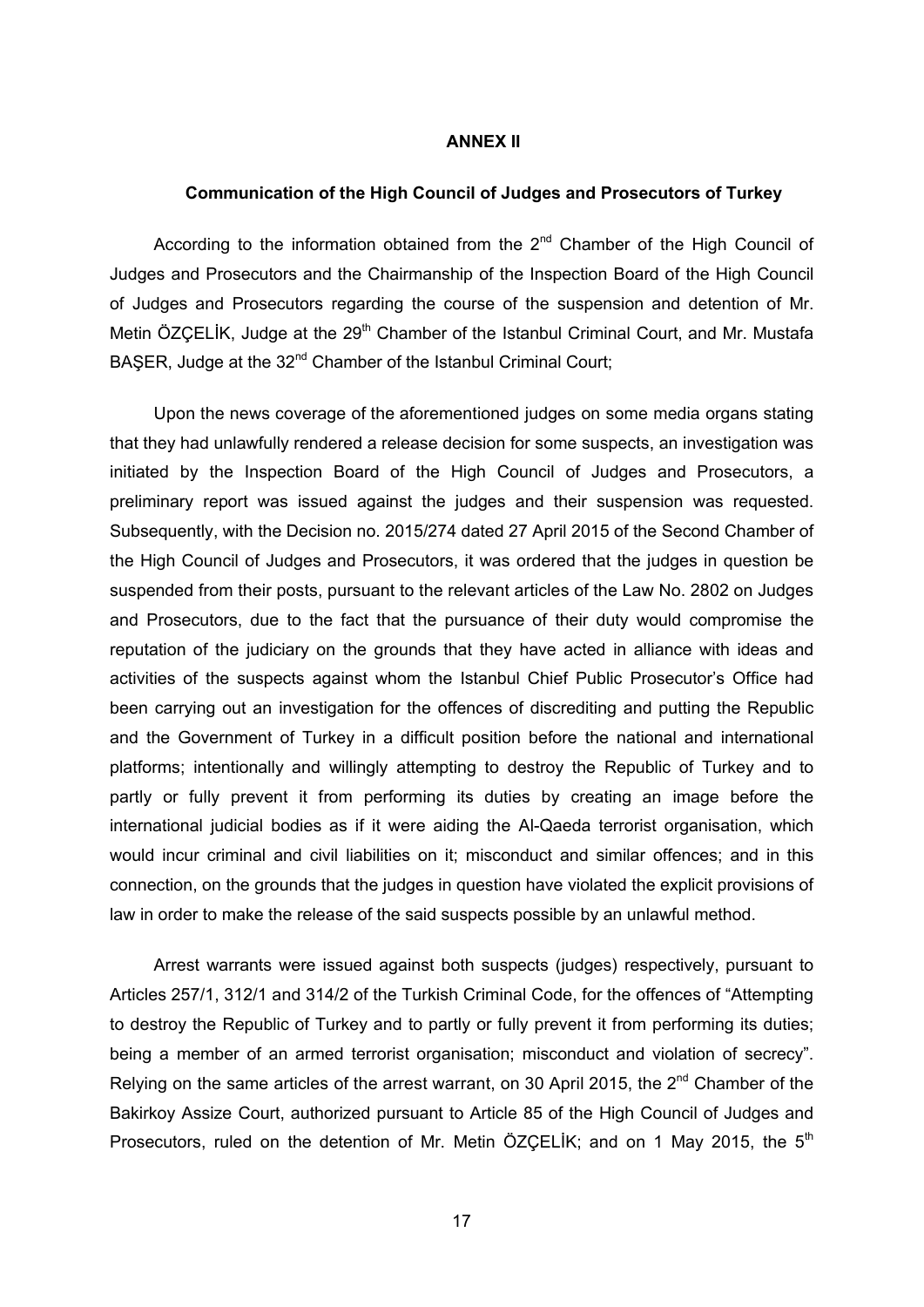**ANNEX II**

**Communication of the High Council of Judges and Prosecutors of Turkey**

According to the information obtained from the 2nd Chamber of the High Council of Judges and Prosecutors and the Chairmanship of the Inspection Board of the High Council of Judges and Prosecutors regarding the course of the suspension and detention of Mr. Metin ÖZÇELİK, Judge at the 29th Chamber of the Istanbul Criminal Court, and Mr. Mustafa BAŞER, Judge at the 32nd Chamber of the Istanbul Criminal Court;

Upon the news coverage of the aforementioned judges on some media organs stating that they had unlawfully rendered a release decision for some suspects, an investigation was initiated by the Inspection Board of the High Council of Judges and Prosecutors, a preliminary report was issued against the judges and their suspension was requested. Subsequently, with the Decision no. 2015/274 dated 27 April 2015 of the Second Chamber of the High Council of Judges and Prosecutors, it was ordered that the judges in question be suspended from their posts, pursuant to the relevant articles of the Law No. 2802 on Judges and Prosecutors, due to the fact that the pursuance of their duty would compromise the reputation of the judiciary on the grounds that they have acted in alliance with ideas and activities of the suspects against whom the Istanbul Chief Public Prosecutor's Office had been carrying out an investigation for the offences of discrediting and putting the Republic and the Government of Turkey in a difficult position before the national and international platforms; intentionally and willingly attempting to destroy the Republic of Turkey and to partly or fully prevent it from performing its duties by creating an image before the international judicial bodies as if it were aiding the Al-Qaeda terrorist organisation, which would incur criminal and civil liabilities on it; misconduct and similar offences; and in this connection, on the grounds that the judges in question have violated the explicit provisions of law in order to make the release of the said suspects possible by an unlawful method.

Arrest warrants were issued against both suspects (judges) respectively, pursuant to Articles 257/1, 312/1 and 314/2 of the Turkish Criminal Code, for the offences of "Attempting to destroy the Republic of Turkey and to partly or fully prevent it from performing its duties; being a member of an armed terrorist organisation; misconduct and violation of secrecy". Relying on the same articles of the arrest warrant, on 30 April 2015, the 2nd Chamber of the Bakirkoy Assize Court, authorized pursuant to Article 85 of the High Council of Judges and Prosecutors, ruled on the detention of Mr. Metin ÖZÇELİK; and on 1 May 2015, the 5th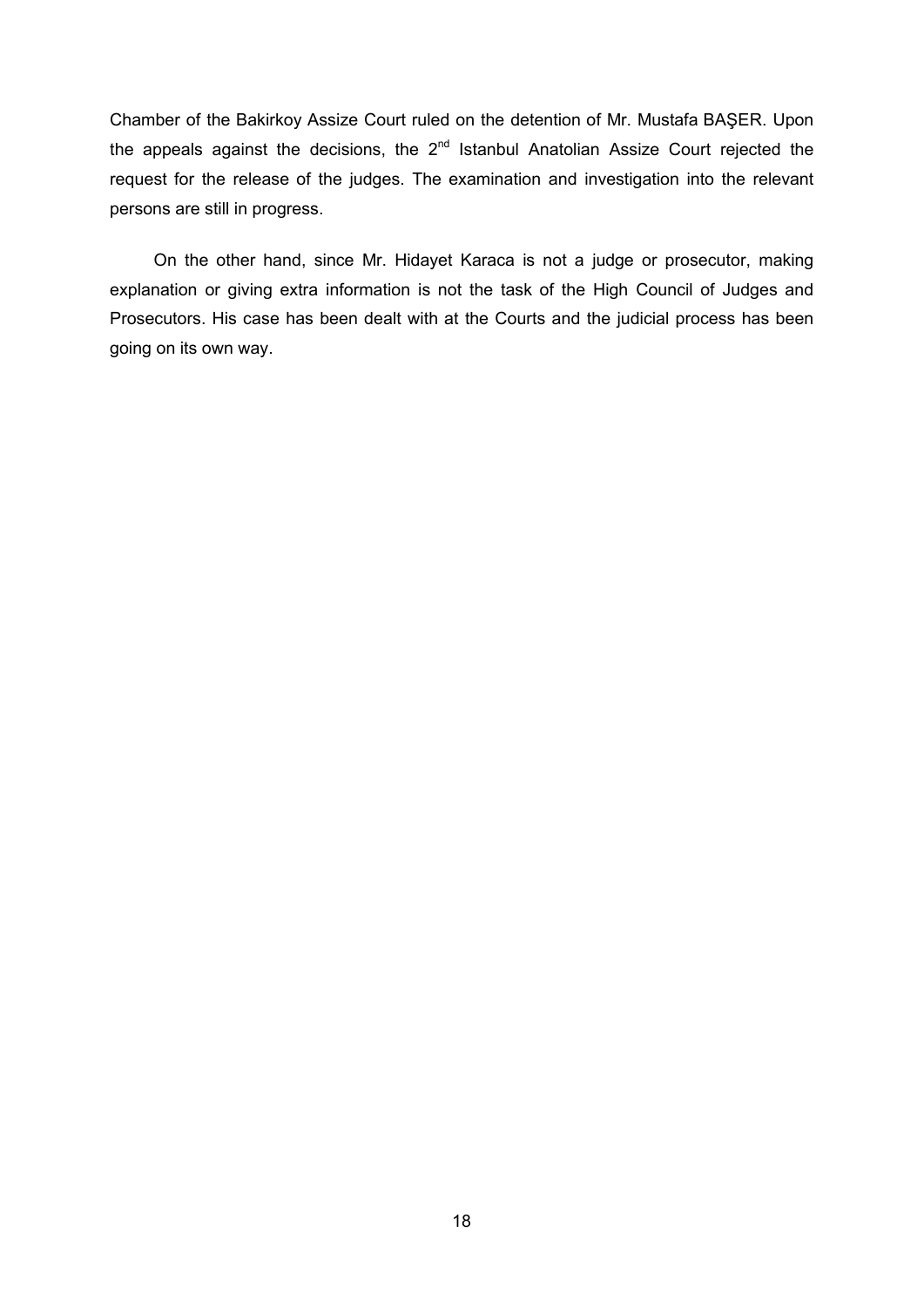Chamber of the Bakirkoy Assize Court ruled on the detention of Mr. Mustafa BAŞER. Upon the appeals against the decisions, the 2nd Istanbul Anatolian Assize Court rejected the request for the release of the judges. The examination and investigation into the relevant persons are still in progress.

On the other hand, since Mr. Hidayet Karaca is not a judge or prosecutor, making explanation or giving extra information is not the task of the High Council of Judges and Prosecutors. His case has been dealt with at the Courts and the judicial process has been going on its own way.